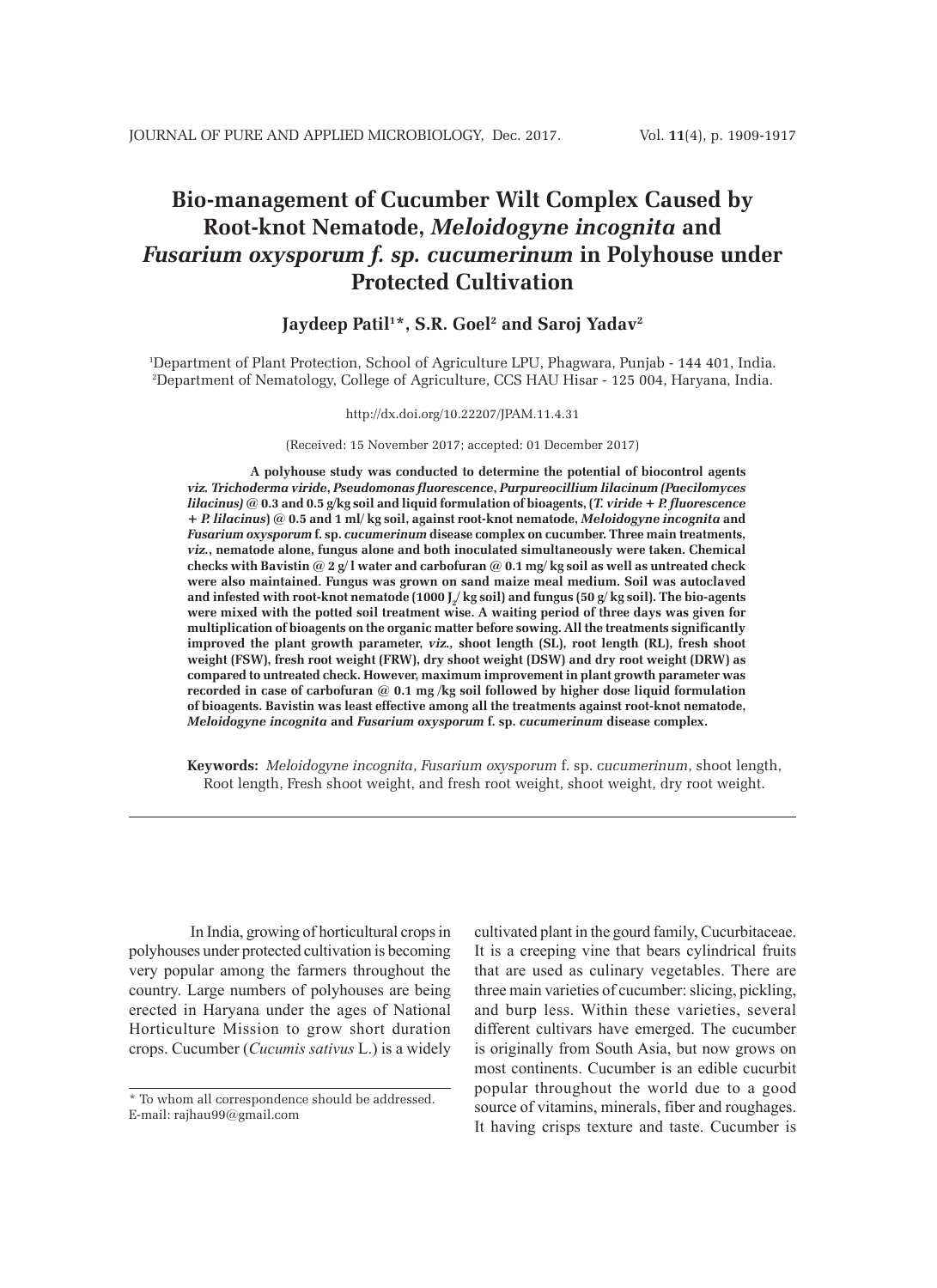# Bio-management of Cucumber Wilt Complex Caused by Root-knot Nematode, *Meloidogyne incognita* and *Fusarium oxysporum f. sp. cucumerinum* in Polyhouse under Protected Cultivation

**Jaydeep Patil[1]*, S.R. Goel[2] and Saroj Yadav[2]**

[1]Department of Plant Protection, School of Agriculture LPU, Phagwara, Punjab - 144 401, India.
[2]Department of Nematology, College of Agriculture, CCS HAU Hisar - 125 004, Haryana, India.

http://dx.doi.org/10.22207/JPAM.11.4.31

(Received: 15 November 2017; accepted: 01 December 2017)

**A polyhouse study was conducted to determine the potential of biocontrol agents *viz. Trichoderma viride*, *Pseudomonas fluorescence*, *Purpureocillium lilacinum (Paecilomyces lilacinus)* @ 0.3 and 0.5 g/kg soil and liquid formulation of bioagents, (*T. viride + P. fluorescence + P. lilacinus*) @ 0.5 and 1 ml/ kg soil, against root-knot nematode, *Meloidogyne incognita* and *Fusarium oxysporum* f. sp. *cucumerinum* disease complex on cucumber. Three main treatments, *viz.*, nematode alone, fungus alone and both inoculated simultaneously were taken. Chemical checks with Bavistin @ 2 g/ l water and carbofuran @ 0.1 mg/ kg soil as well as untreated check were also maintained. Fungus was grown on sand maize meal medium. Soil was autoclaved and infested with root-knot nematode (1000 $J_2$/ kg soil) and fungus (50 g/ kg soil). The bio-agents were mixed with the potted soil treatment wise. A waiting period of three days was given for multiplication of bioagents on the organic matter before sowing. All the treatments significantly improved the plant growth parameter, *viz.*, shoot length (SL), root length (RL), fresh shoot weight (FSW), fresh root weight (FRW), dry shoot weight (DSW) and dry root weight (DRW) as compared to untreated check. However, maximum improvement in plant growth parameter was recorded in case of carbofuran @ 0.1 mg /kg soil followed by higher dose liquid formulation of bioagents. Bavistin was least effective among all the treatments against root-knot nematode, *Meloidogyne incognita* and *Fusarium oxysporum* f. sp. *cucumerinum* disease complex.**

**Keywords:** *Meloidogyne incognita*, *Fusarium oxysporum* f. sp. c*ucumerinum*, shoot length, Root length, Fresh shoot weight, and fresh root weight, shoot weight, dry root weight.

---

In India, growing of horticultural crops in polyhouses under protected cultivation is becoming very popular among the farmers throughout the country. Large numbers of polyhouses are being erected in Haryana under the ages of National Horticulture Mission to grow short duration crops. Cucumber (*Cucumis sativus* L.) is a widely cultivated plant in the gourd family, Cucurbitaceae. It is a creeping vine that bears cylindrical fruits that are used as culinary vegetables. There are three main varieties of cucumber: slicing, pickling, and burp less. Within these varieties, several different cultivars have emerged. The cucumber is originally from South Asia, but now grows on most continents. Cucumber is an edible cucurbit popular throughout the world due to a good source of vitamins, minerals, fiber and roughages. It having crisps texture and taste. Cucumber is

\* To whom all correspondence should be addressed.
E-mail: rajhau99@gmail.com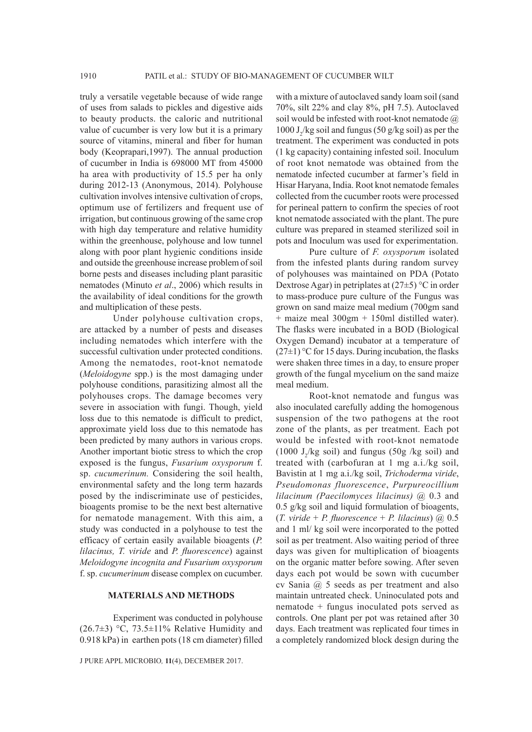truly a versatile vegetable because of wide range of uses from salads to pickles and digestive aids to beauty products. the caloric and nutritional value of cucumber is very low but it is a primary source of vitamins, mineral and fiber for human body (Keoprapari,1997). The annual production of cucumber in India is 698000 MT from 45000 ha area with productivity of 15.5 per ha only during 2012-13 (Anonymous, 2014). Polyhouse cultivation involves intensive cultivation of crops, optimum use of fertilizers and frequent use of irrigation, but continuous growing of the same crop with high day temperature and relative humidity within the greenhouse, polyhouse and low tunnel along with poor plant hygienic conditions inside and outside the greenhouse increase problem of soil borne pests and diseases including plant parasitic nematodes (Minuto *et al*., 2006) which results in the availability of ideal conditions for the growth and multiplication of these pests.

Under polyhouse cultivation crops, are attacked by a number of pests and diseases including nematodes which interfere with the successful cultivation under protected conditions. Among the nematodes, root-knot nematode (*Meloidogyne* spp.) is the most damaging under polyhouse conditions, parasitizing almost all the polyhouses crops. The damage becomes very severe in association with fungi. Though, yield loss due to this nematode is difficult to predict, approximate yield loss due to this nematode has been predicted by many authors in various crops. Another important biotic stress to which the crop exposed is the fungus, *Fusarium oxysporum* f. sp. *cucumerinum.* Considering the soil health, environmental safety and the long term hazards posed by the indiscriminate use of pesticides, bioagents promise to be the next best alternative for nematode management. With this aim, a study was conducted in a polyhouse to test the efficacy of certain easily available bioagents (*P. lilacinus, T. viride* and *P. fluorescence*) against *Meloidogyne incognita and Fusarium oxysporum* f. sp. *cucumerinum* disease complex on cucumber.

## MATERIALS AND METHODS

Experiment was conducted in polyhouse (26.7±3) °C, 73.5±11% Relative Humidity and 0.918 kPa) in earthen pots (18 cm diameter) filled with a mixture of autoclaved sandy loam soil (sand 70%, silt 22% and clay 8%, pH 7.5). Autoclaved soil would be infested with root-knot nematode @ 1000 $J_2$/kg soil and fungus (50 g/kg soil) as per the treatment. The experiment was conducted in pots (1 kg capacity) containing infested soil. Inoculum of root knot nematode was obtained from the nematode infected cucumber at farmer's field in Hisar Haryana, India. Root knot nematode females collected from the cucumber roots were processed for perineal pattern to confirm the species of root knot nematode associated with the plant. The pure culture was prepared in steamed sterilized soil in pots and Inoculum was used for experimentation.

Pure culture of *F. oxysporum* isolated from the infested plants during random survey of polyhouses was maintained on PDA (Potato Dextrose Agar) in petriplates at (27±5) °C in order to mass-produce pure culture of the Fungus was grown on sand maize meal medium (700gm sand + maize meal 300gm + 150ml distilled water). The flasks were incubated in a BOD (Biological Oxygen Demand) incubator at a temperature of (27±1) °C for 15 days. During incubation, the flasks were shaken three times in a day, to ensure proper growth of the fungal mycelium on the sand maize meal medium.

Root-knot nematode and fungus was also inoculated carefully adding the homogenous suspension of the two pathogens at the root zone of the plants, as per treatment. Each pot would be infested with root-knot nematode (1000 $J_2$/kg soil) and fungus (50g /kg soil) and treated with (carbofuran at 1 mg a.i./kg soil, Bavistin at 1 mg a.i./kg soil, *Trichoderma viride*, *Pseudomonas fluorescence*, *Purpureocillium lilacinum (Paecilomyces lilacinus)* @ 0.3 and 0.5 g/kg soil and liquid formulation of bioagents, (*T. viride + P. fluorescence + P. lilacinus*) @ 0.5 and 1 ml/ kg soil were incorporated to the potted soil as per treatment. Also waiting period of three days was given for multiplication of bioagents on the organic matter before sowing. After seven days each pot would be sown with cucumber cv Sania @ 5 seeds as per treatment and also maintain untreated check. Uninoculated pots and nematode + fungus inoculated pots served as controls. One plant per pot was retained after 30 days. Each treatment was replicated four times in a completely randomized block design during the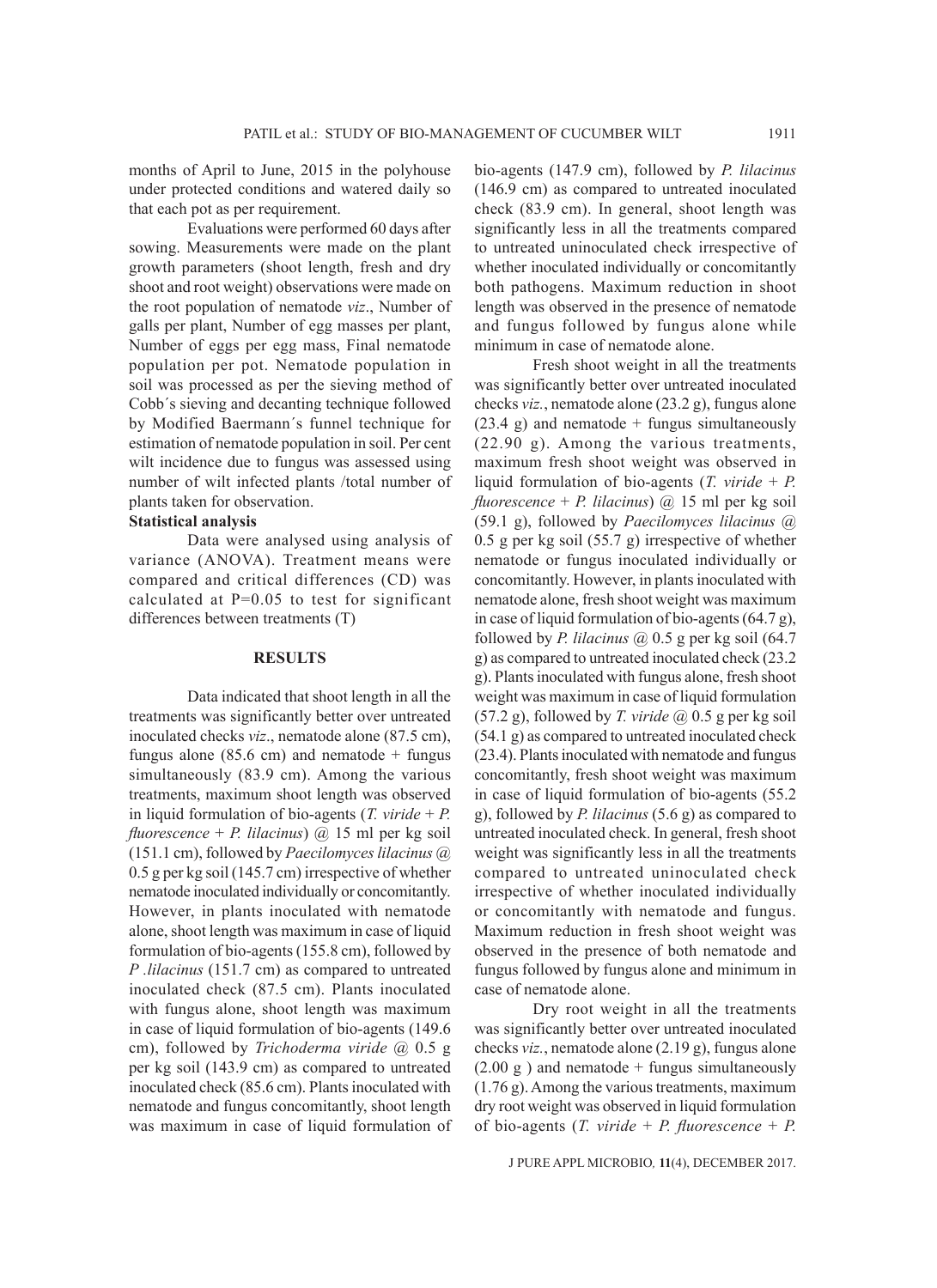months of April to June, 2015 in the polyhouse under protected conditions and watered daily so that each pot as per requirement.

Evaluations were performed 60 days after sowing. Measurements were made on the plant growth parameters (shoot length, fresh and dry shoot and root weight) observations were made on the root population of nematode *viz*., Number of galls per plant, Number of egg masses per plant, Number of eggs per egg mass, Final nematode population per pot. Nematode population in soil was processed as per the sieving method of Cobb´s sieving and decanting technique followed by Modified Baermann´s funnel technique for estimation of nematode population in soil. Per cent wilt incidence due to fungus was assessed using number of wilt infected plants /total number of plants taken for observation.

**Statistical analysis**

Data were analysed using analysis of variance (ANOVA). Treatment means were compared and critical differences (CD) was calculated at P=0.05 to test for significant differences between treatments (T)

## RESULTS

Data indicated that shoot length in all the treatments was significantly better over untreated inoculated checks *viz*., nematode alone (87.5 cm), fungus alone (85.6 cm) and nematode + fungus simultaneously (83.9 cm). Among the various treatments, maximum shoot length was observed in liquid formulation of bio-agents (*T. viride* + *P. fluorescence* + *P. lilacinus*) @ 15 ml per kg soil (151.1 cm), followed by *Paecilomyces lilacinus* @ 0.5 g per kg soil (145.7 cm) irrespective of whether nematode inoculated individually or concomitantly. However, in plants inoculated with nematode alone, shoot length was maximum in case of liquid formulation of bio-agents (155.8 cm), followed by *P .lilacinus* (151.7 cm) as compared to untreated inoculated check (87.5 cm). Plants inoculated with fungus alone, shoot length was maximum in case of liquid formulation of bio-agents (149.6 cm), followed by *Trichoderma viride* @ 0.5 g per kg soil (143.9 cm) as compared to untreated inoculated check (85.6 cm). Plants inoculated with nematode and fungus concomitantly, shoot length was maximum in case of liquid formulation of bio-agents (147.9 cm), followed by *P. lilacinus* (146.9 cm) as compared to untreated inoculated check (83.9 cm). In general, shoot length was significantly less in all the treatments compared to untreated uninoculated check irrespective of whether inoculated individually or concomitantly both pathogens. Maximum reduction in shoot length was observed in the presence of nematode and fungus followed by fungus alone while minimum in case of nematode alone.

Fresh shoot weight in all the treatments was significantly better over untreated inoculated checks *viz.*, nematode alone (23.2 g), fungus alone (23.4 g) and nematode + fungus simultaneously (22.90 g). Among the various treatments, maximum fresh shoot weight was observed in liquid formulation of bio-agents (*T. viride* + *P. fluorescence* + *P. lilacinus*) @ 15 ml per kg soil (59.1 g), followed by *Paecilomyces lilacinus* @ 0.5 g per kg soil (55.7 g) irrespective of whether nematode or fungus inoculated individually or concomitantly. However, in plants inoculated with nematode alone, fresh shoot weight was maximum in case of liquid formulation of bio-agents (64.7 g), followed by *P. lilacinus* @ 0.5 g per kg soil (64.7 g) as compared to untreated inoculated check (23.2 g). Plants inoculated with fungus alone, fresh shoot weight was maximum in case of liquid formulation (57.2 g), followed by *T. viride* @ 0.5 g per kg soil (54.1 g) as compared to untreated inoculated check (23.4). Plants inoculated with nematode and fungus concomitantly, fresh shoot weight was maximum in case of liquid formulation of bio-agents (55.2 g), followed by *P. lilacinus* (5.6 g) as compared to untreated inoculated check. In general, fresh shoot weight was significantly less in all the treatments compared to untreated uninoculated check irrespective of whether inoculated individually or concomitantly with nematode and fungus. Maximum reduction in fresh shoot weight was observed in the presence of both nematode and fungus followed by fungus alone and minimum in case of nematode alone.

Dry root weight in all the treatments was significantly better over untreated inoculated checks *viz.*, nematode alone (2.19 g), fungus alone (2.00 g ) and nematode + fungus simultaneously (1.76 g). Among the various treatments, maximum dry root weight was observed in liquid formulation of bio-agents (*T. viride* + *P. fluorescence* + *P.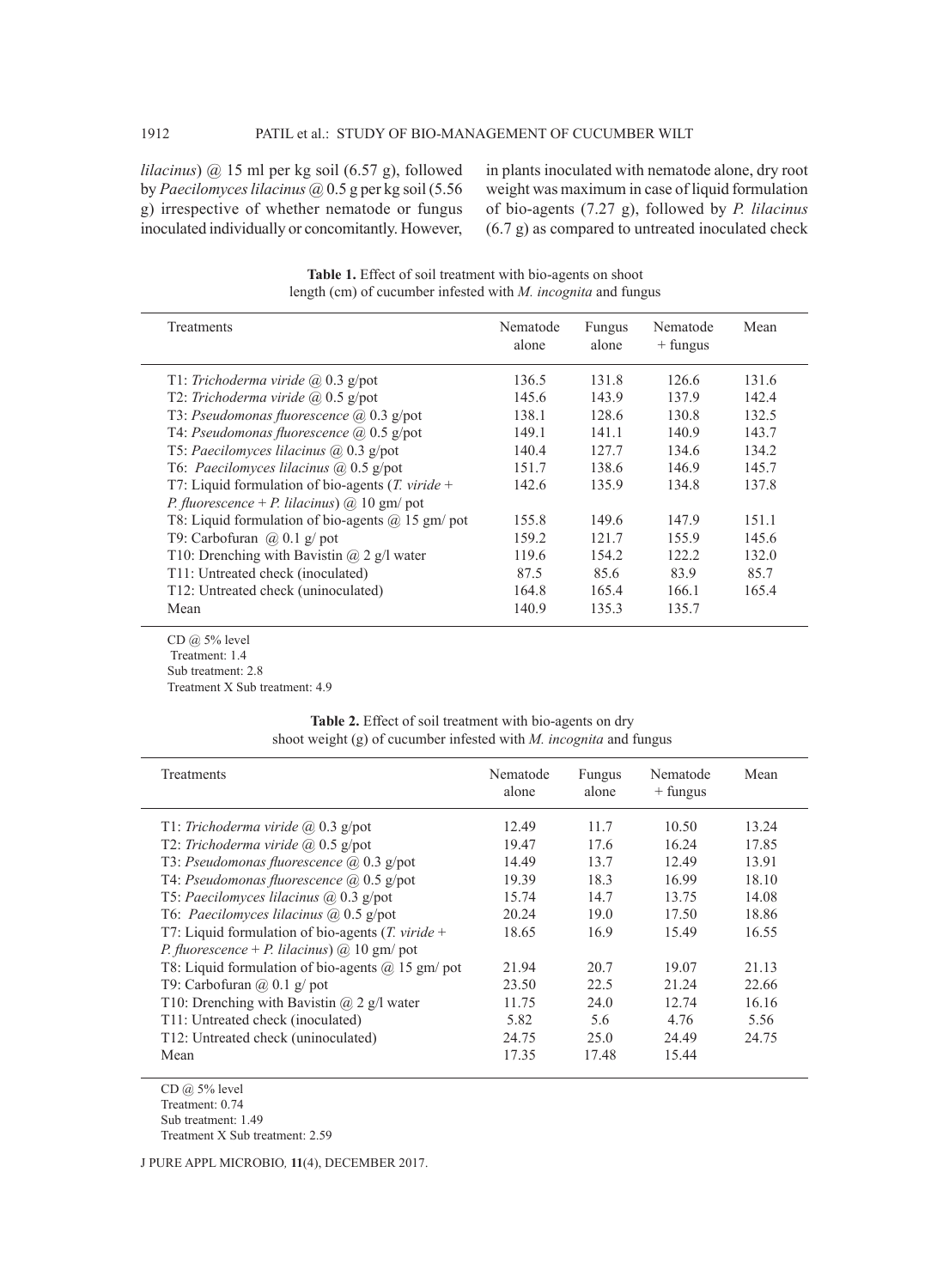*lilacinus*) @ 15 ml per kg soil (6.57 g), followed by *Paecilomyces lilacinus* @ 0.5 g per kg soil (5.56 g) irrespective of whether nematode or fungus inoculated individually or concomitantly. However, in plants inoculated with nematode alone, dry root weight was maximum in case of liquid formulation of bio-agents (7.27 g), followed by *P. lilacinus* (6.7 g) as compared to untreated inoculated check

**Table 1.** Effect of soil treatment with bio-agents on shoot length (cm) of cucumber infested with *M. incognita* and fungus

| Treatments | Nematode alone | Fungus alone | Nematode + fungus | Mean |
|---|---|---|---|---|
| T1: *Trichoderma viride* @ 0.3 g/pot | 136.5 | 131.8 | 126.6 | 131.6 |
| T2: *Trichoderma viride* @ 0.5 g/pot | 145.6 | 143.9 | 137.9 | 142.4 |
| T3: *Pseudomonas fluorescence* @ 0.3 g/pot | 138.1 | 128.6 | 130.8 | 132.5 |
| T4: *Pseudomonas fluorescence* @ 0.5 g/pot | 149.1 | 141.1 | 140.9 | 143.7 |
| T5: *Paecilomyces lilacinus* @ 0.3 g/pot | 140.4 | 127.7 | 134.6 | 134.2 |
| T6: *Paecilomyces lilacinus* @ 0.5 g/pot | 151.7 | 138.6 | 146.9 | 145.7 |
| T7: Liquid formulation of bio-agents (*T. viride* + *P. fluorescence* + *P. lilacinus*) @ 10 gm/ pot | 142.6 | 135.9 | 134.8 | 137.8 |
| T8: Liquid formulation of bio-agents @ 15 gm/ pot | 155.8 | 149.6 | 147.9 | 151.1 |
| T9: Carbofuran @ 0.1 g/ pot | 159.2 | 121.7 | 155.9 | 145.6 |
| T10: Drenching with Bavistin @ 2 g/l water | 119.6 | 154.2 | 122.2 | 132.0 |
| T11: Untreated check (inoculated) | 87.5 | 85.6 | 83.9 | 85.7 |
| T12: Untreated check (uninoculated) | 164.8 | 165.4 | 166.1 | 165.4 |
| Mean | 140.9 | 135.3 | 135.7 | |

CD @ 5% level
Treatment: 1.4
Sub treatment: 2.8
Treatment X Sub treatment: 4.9

**Table 2.** Effect of soil treatment with bio-agents on dry shoot weight (g) of cucumber infested with *M. incognita* and fungus

| Treatments | Nematode alone | Fungus alone | Nematode + fungus | Mean |
|---|---|---|---|---|
| T1: *Trichoderma viride* @ 0.3 g/pot | 12.49 | 11.7 | 10.50 | 13.24 |
| T2: *Trichoderma viride* @ 0.5 g/pot | 19.47 | 17.6 | 16.24 | 17.85 |
| T3: *Pseudomonas fluorescence* @ 0.3 g/pot | 14.49 | 13.7 | 12.49 | 13.91 |
| T4: *Pseudomonas fluorescence* @ 0.5 g/pot | 19.39 | 18.3 | 16.99 | 18.10 |
| T5: *Paecilomyces lilacinus* @ 0.3 g/pot | 15.74 | 14.7 | 13.75 | 14.08 |
| T6: *Paecilomyces lilacinus* @ 0.5 g/pot | 20.24 | 19.0 | 17.50 | 18.86 |
| T7: Liquid formulation of bio-agents (*T. viride* + *P. fluorescence* + *P. lilacinus*) @ 10 gm/ pot | 18.65 | 16.9 | 15.49 | 16.55 |
| T8: Liquid formulation of bio-agents @ 15 gm/ pot | 21.94 | 20.7 | 19.07 | 21.13 |
| T9: Carbofuran @ 0.1 g/ pot | 23.50 | 22.5 | 21.24 | 22.66 |
| T10: Drenching with Bavistin @ 2 g/l water | 11.75 | 24.0 | 12.74 | 16.16 |
| T11: Untreated check (inoculated) | 5.82 | 5.6 | 4.76 | 5.56 |
| T12: Untreated check (uninoculated) | 24.75 | 25.0 | 24.49 | 24.75 |
| Mean | 17.35 | 17.48 | 15.44 | |

CD @ 5% level
Treatment: 0.74
Sub treatment: 1.49
Treatment X Sub treatment: 2.59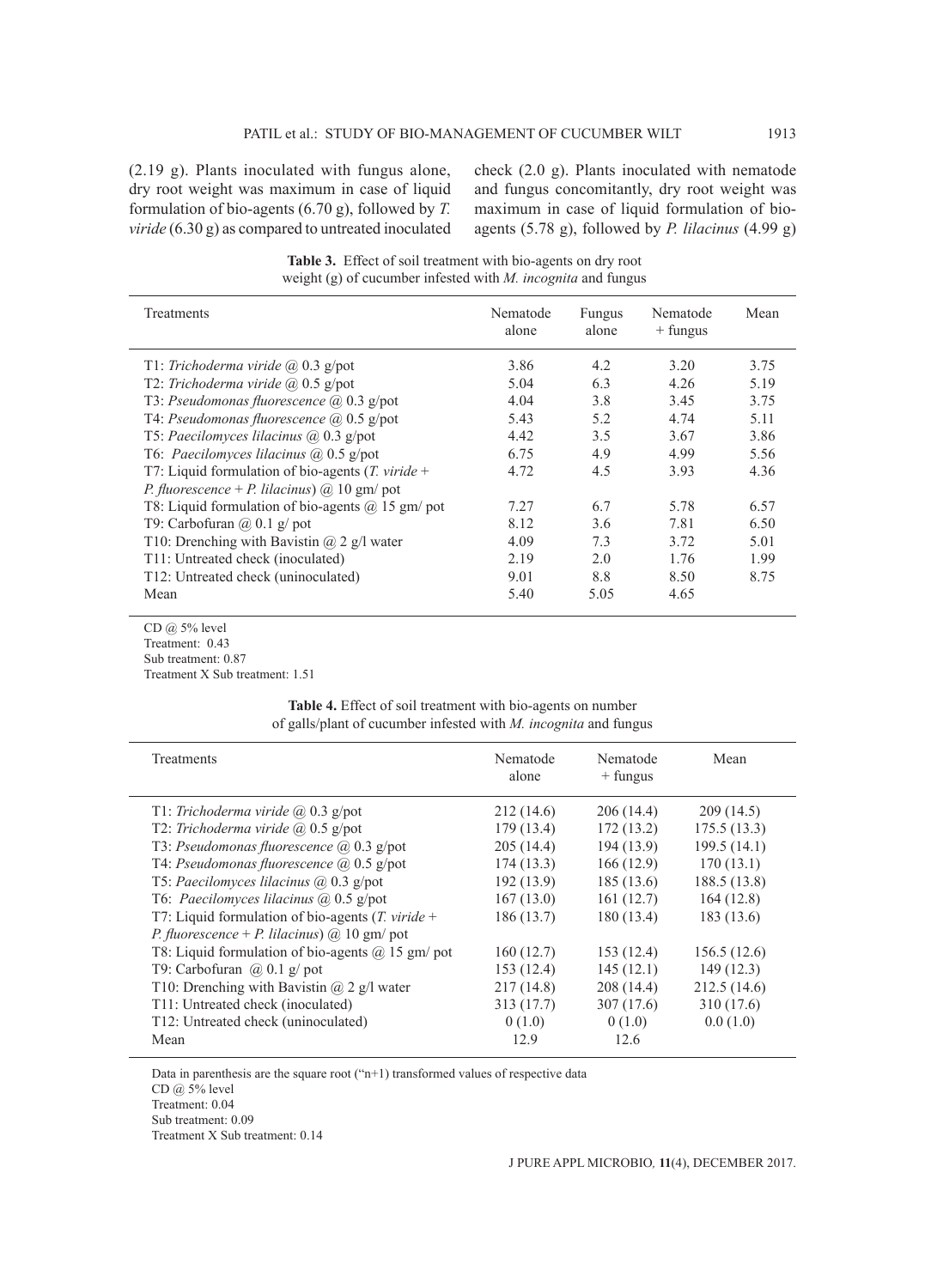(2.19 g). Plants inoculated with fungus alone, dry root weight was maximum in case of liquid formulation of bio-agents (6.70 g), followed by *T. viride* (6.30 g) as compared to untreated inoculated check (2.0 g). Plants inoculated with nematode and fungus concomitantly, dry root weight was maximum in case of liquid formulation of bio-agents (5.78 g), followed by *P. lilacinus* (4.99 g)

**Table 3.** Effect of soil treatment with bio-agents on dry root weight (g) of cucumber infested with *M. incognita* and fungus

| Treatments | Nematode alone | Fungus alone | Nematode + fungus | Mean |
|---|---|---|---|---|
| T1: *Trichoderma viride* @ 0.3 g/pot | 3.86 | 4.2 | 3.20 | 3.75 |
| T2: *Trichoderma viride* @ 0.5 g/pot | 5.04 | 6.3 | 4.26 | 5.19 |
| T3: *Pseudomonas fluorescence* @ 0.3 g/pot | 4.04 | 3.8 | 3.45 | 3.75 |
| T4: *Pseudomonas fluorescence* @ 0.5 g/pot | 5.43 | 5.2 | 4.74 | 5.11 |
| T5: *Paecilomyces lilacinus* @ 0.3 g/pot | 4.42 | 3.5 | 3.67 | 3.86 |
| T6: *Paecilomyces lilacinus* @ 0.5 g/pot | 6.75 | 4.9 | 4.99 | 5.56 |
| T7: Liquid formulation of bio-agents (*T. viride* + *P. fluorescence* + *P. lilacinus*) @ 10 gm/ pot | 4.72 | 4.5 | 3.93 | 4.36 |
| T8: Liquid formulation of bio-agents @ 15 gm/ pot | 7.27 | 6.7 | 5.78 | 6.57 |
| T9: Carbofuran @ 0.1 g/ pot | 8.12 | 3.6 | 7.81 | 6.50 |
| T10: Drenching with Bavistin @ 2 g/l water | 4.09 | 7.3 | 3.72 | 5.01 |
| T11: Untreated check (inoculated) | 2.19 | 2.0 | 1.76 | 1.99 |
| T12: Untreated check (uninoculated) | 9.01 | 8.8 | 8.50 | 8.75 |
| Mean | 5.40 | 5.05 | 4.65 | |

CD @ 5% level
Treatment: 0.43
Sub treatment: 0.87
Treatment X Sub treatment: 1.51

**Table 4.** Effect of soil treatment with bio-agents on number of galls/plant of cucumber infested with *M. incognita* and fungus

| Treatments | Nematode alone | Nematode + fungus | Mean |
|---|---|---|---|
| T1: *Trichoderma viride* @ 0.3 g/pot | 212 (14.6) | 206 (14.4) | 209 (14.5) |
| T2: *Trichoderma viride* @ 0.5 g/pot | 179 (13.4) | 172 (13.2) | 175.5 (13.3) |
| T3: *Pseudomonas fluorescence* @ 0.3 g/pot | 205 (14.4) | 194 (13.9) | 199.5 (14.1) |
| T4: *Pseudomonas fluorescence* @ 0.5 g/pot | 174 (13.3) | 166 (12.9) | 170 (13.1) |
| T5: *Paecilomyces lilacinus* @ 0.3 g/pot | 192 (13.9) | 185 (13.6) | 188.5 (13.8) |
| T6: *Paecilomyces lilacinus* @ 0.5 g/pot | 167 (13.0) | 161 (12.7) | 164 (12.8) |
| T7: Liquid formulation of bio-agents (*T. viride* + *P. fluorescence* + *P. lilacinus*) @ 10 gm/ pot | 186 (13.7) | 180 (13.4) | 183 (13.6) |
| T8: Liquid formulation of bio-agents @ 15 gm/ pot | 160 (12.7) | 153 (12.4) | 156.5 (12.6) |
| T9: Carbofuran @ 0.1 g/ pot | 153 (12.4) | 145 (12.1) | 149 (12.3) |
| T10: Drenching with Bavistin @ 2 g/l water | 217 (14.8) | 208 (14.4) | 212.5 (14.6) |
| T11: Untreated check (inoculated) | 313 (17.7) | 307 (17.6) | 310 (17.6) |
| T12: Untreated check (uninoculated) | 0 (1.0) | 0 (1.0) | 0.0 (1.0) |
| Mean | 12.9 | 12.6 | |

Data in parenthesis are the square root ("n+1) transformed values of respective data
CD @ 5% level
Treatment: 0.04
Sub treatment: 0.09
Treatment X Sub treatment: 0.14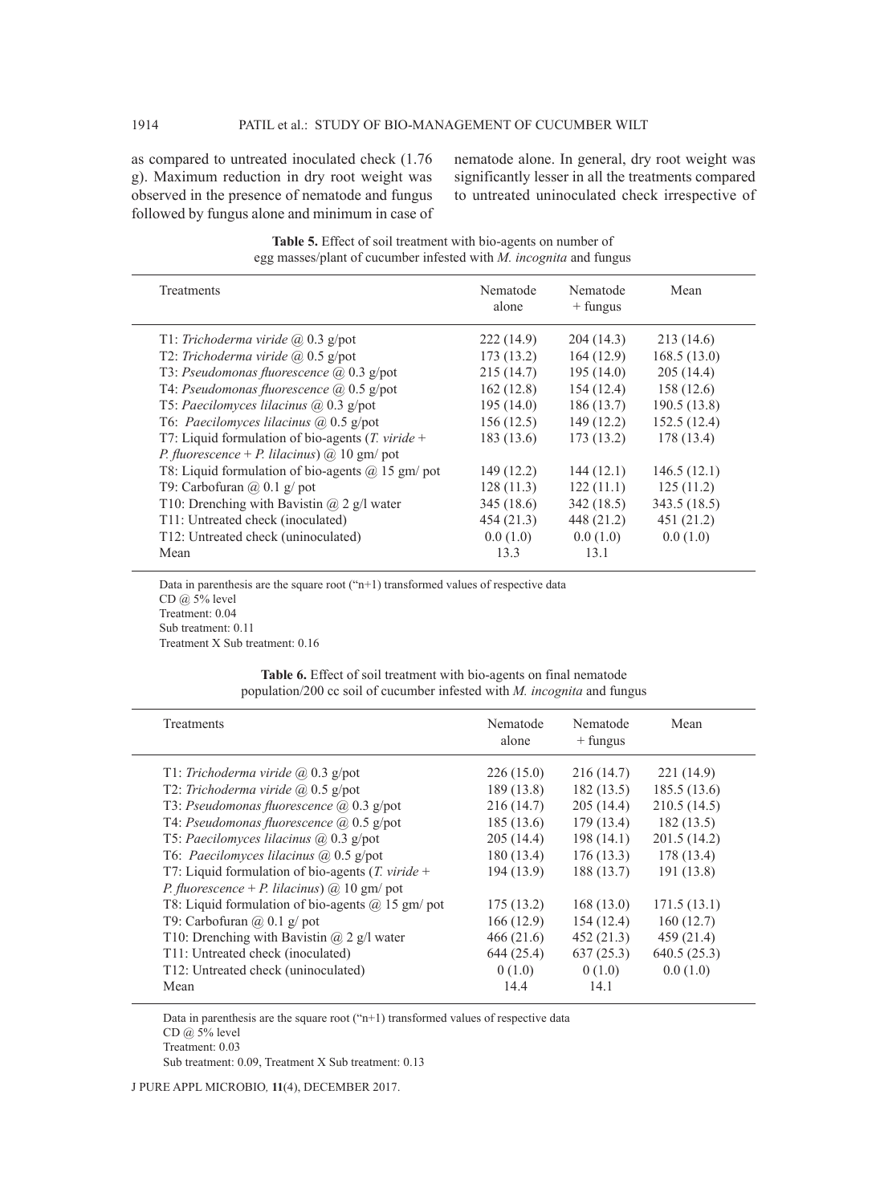as compared to untreated inoculated check (1.76 g). Maximum reduction in dry root weight was observed in the presence of nematode and fungus followed by fungus alone and minimum in case of nematode alone. In general, dry root weight was significantly lesser in all the treatments compared to untreated uninoculated check irrespective of

**Table 5.** Effect of soil treatment with bio-agents on number of egg masses/plant of cucumber infested with *M. incognita* and fungus

| Treatments | Nematode alone | Nematode + fungus | Mean |
|---|---|---|---|
| T1: *Trichoderma viride* @ 0.3 g/pot | 222 (14.9) | 204 (14.3) | 213 (14.6) |
| T2: *Trichoderma viride* @ 0.5 g/pot | 173 (13.2) | 164 (12.9) | 168.5 (13.0) |
| T3: *Pseudomonas fluorescence* @ 0.3 g/pot | 215 (14.7) | 195 (14.0) | 205 (14.4) |
| T4: *Pseudomonas fluorescence* @ 0.5 g/pot | 162 (12.8) | 154 (12.4) | 158 (12.6) |
| T5: *Paecilomyces lilacinus* @ 0.3 g/pot | 195 (14.0) | 186 (13.7) | 190.5 (13.8) |
| T6: *Paecilomyces lilacinus* @ 0.5 g/pot | 156 (12.5) | 149 (12.2) | 152.5 (12.4) |
| T7: Liquid formulation of bio-agents (*T. viride* + *P. fluorescence* + *P. lilacinus*) @ 10 gm/ pot | 183 (13.6) | 173 (13.2) | 178 (13.4) |
| T8: Liquid formulation of bio-agents @ 15 gm/ pot | 149 (12.2) | 144 (12.1) | 146.5 (12.1) |
| T9: Carbofuran @ 0.1 g/ pot | 128 (11.3) | 122 (11.1) | 125 (11.2) |
| T10: Drenching with Bavistin @ 2 g/l water | 345 (18.6) | 342 (18.5) | 343.5 (18.5) |
| T11: Untreated check (inoculated) | 454 (21.3) | 448 (21.2) | 451 (21.2) |
| T12: Untreated check (uninoculated) | 0.0 (1.0) | 0.0 (1.0) | 0.0 (1.0) |
| Mean | 13.3 | 13.1 | |

Data in parenthesis are the square root ("n+1) transformed values of respective data
CD @ 5% level
Treatment: 0.04
Sub treatment: 0.11
Treatment X Sub treatment: 0.16

**Table 6.** Effect of soil treatment with bio-agents on final nematode population/200 cc soil of cucumber infested with *M. incognita* and fungus

| Treatments | Nematode alone | Nematode + fungus | Mean |
|---|---|---|---|
| T1: *Trichoderma viride* @ 0.3 g/pot | 226 (15.0) | 216 (14.7) | 221 (14.9) |
| T2: *Trichoderma viride* @ 0.5 g/pot | 189 (13.8) | 182 (13.5) | 185.5 (13.6) |
| T3: *Pseudomonas fluorescence* @ 0.3 g/pot | 216 (14.7) | 205 (14.4) | 210.5 (14.5) |
| T4: *Pseudomonas fluorescence* @ 0.5 g/pot | 185 (13.6) | 179 (13.4) | 182 (13.5) |
| T5: *Paecilomyces lilacinus* @ 0.3 g/pot | 205 (14.4) | 198 (14.1) | 201.5 (14.2) |
| T6: *Paecilomyces lilacinus* @ 0.5 g/pot | 180 (13.4) | 176 (13.3) | 178 (13.4) |
| T7: Liquid formulation of bio-agents (*T. viride* + *P. fluorescence* + *P. lilacinus*) @ 10 gm/ pot | 194 (13.9) | 188 (13.7) | 191 (13.8) |
| T8: Liquid formulation of bio-agents @ 15 gm/ pot | 175 (13.2) | 168 (13.0) | 171.5 (13.1) |
| T9: Carbofuran @ 0.1 g/ pot | 166 (12.9) | 154 (12.4) | 160 (12.7) |
| T10: Drenching with Bavistin @ 2 g/l water | 466 (21.6) | 452 (21.3) | 459 (21.4) |
| T11: Untreated check (inoculated) | 644 (25.4) | 637 (25.3) | 640.5 (25.3) |
| T12: Untreated check (uninoculated) | 0 (1.0) | 0 (1.0) | 0.0 (1.0) |
| Mean | 14.4 | 14.1 | |

Data in parenthesis are the square root ("n+1) transformed values of respective data
CD @ 5% level
Treatment: 0.03
Sub treatment: 0.09, Treatment X Sub treatment: 0.13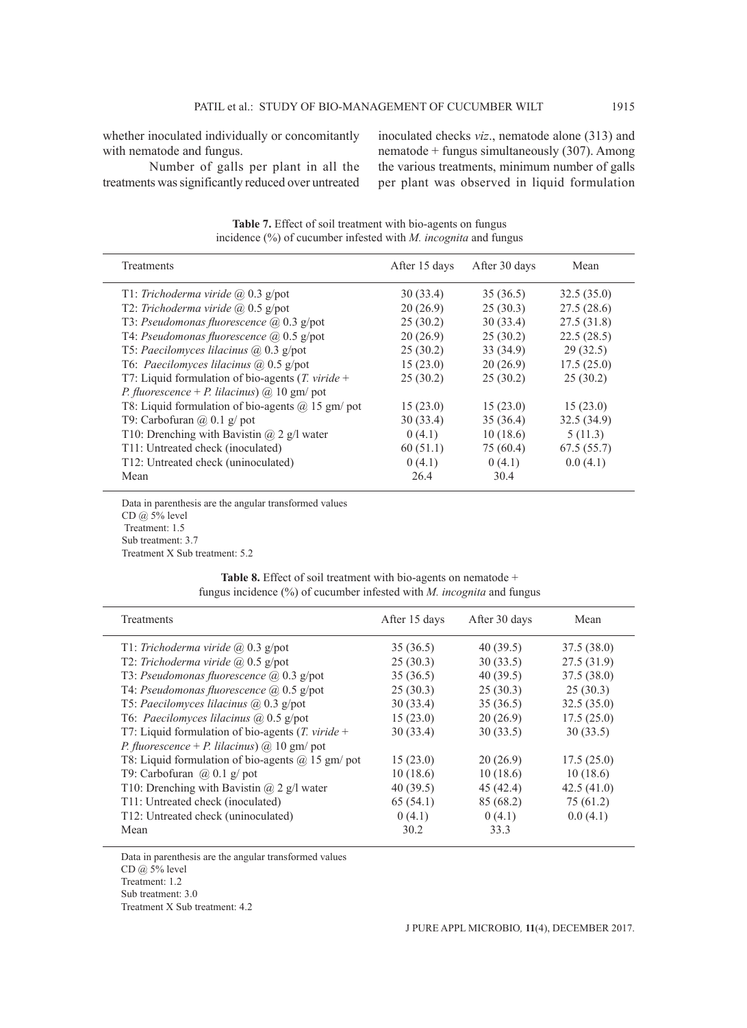whether inoculated individually or concomitantly with nematode and fungus.

Number of galls per plant in all the treatments was significantly reduced over untreated inoculated checks *viz*., nematode alone (313) and nematode + fungus simultaneously (307). Among the various treatments, minimum number of galls per plant was observed in liquid formulation

**Table 7.** Effect of soil treatment with bio-agents on fungus incidence (%) of cucumber infested with *M. incognita* and fungus

| Treatments | After 15 days | After 30 days | Mean |
|---|---|---|---|
| T1: *Trichoderma viride* @ 0.3 g/pot | 30 (33.4) | 35 (36.5) | 32.5 (35.0) |
| T2: *Trichoderma viride* @ 0.5 g/pot | 20 (26.9) | 25 (30.3) | 27.5 (28.6) |
| T3: *Pseudomonas fluorescence* @ 0.3 g/pot | 25 (30.2) | 30 (33.4) | 27.5 (31.8) |
| T4: *Pseudomonas fluorescence* @ 0.5 g/pot | 20 (26.9) | 25 (30.2) | 22.5 (28.5) |
| T5: *Paecilomyces lilacinus* @ 0.3 g/pot | 25 (30.2) | 33 (34.9) | 29 (32.5) |
| T6: *Paecilomyces lilacinus* @ 0.5 g/pot | 15 (23.0) | 20 (26.9) | 17.5 (25.0) |
| T7: Liquid formulation of bio-agents (*T. viride* + *P. fluorescence* + *P. lilacinus*) @ 10 gm/ pot | 25 (30.2) | 25 (30.2) | 25 (30.2) |
| T8: Liquid formulation of bio-agents @ 15 gm/ pot | 15 (23.0) | 15 (23.0) | 15 (23.0) |
| T9: Carbofuran @ 0.1 g/ pot | 30 (33.4) | 35 (36.4) | 32.5 (34.9) |
| T10: Drenching with Bavistin @ 2 g/l water | 0 (4.1) | 10 (18.6) | 5 (11.3) |
| T11: Untreated check (inoculated) | 60 (51.1) | 75 (60.4) | 67.5 (55.7) |
| T12: Untreated check (uninoculated) | 0 (4.1) | 0 (4.1) | 0.0 (4.1) |
| Mean | 26.4 | 30.4 | |

Data in parenthesis are the angular transformed values
CD @ 5% level
Treatment: 1.5
Sub treatment: 3.7
Treatment X Sub treatment: 5.2

**Table 8.** Effect of soil treatment with bio-agents on nematode + fungus incidence (%) of cucumber infested with *M. incognita* and fungus

| Treatments | After 15 days | After 30 days | Mean |
|---|---|---|---|
| T1: *Trichoderma viride* @ 0.3 g/pot | 35 (36.5) | 40 (39.5) | 37.5 (38.0) |
| T2: *Trichoderma viride* @ 0.5 g/pot | 25 (30.3) | 30 (33.5) | 27.5 (31.9) |
| T3: *Pseudomonas fluorescence* @ 0.3 g/pot | 35 (36.5) | 40 (39.5) | 37.5 (38.0) |
| T4: *Pseudomonas fluorescence* @ 0.5 g/pot | 25 (30.3) | 25 (30.3) | 25 (30.3) |
| T5: *Paecilomyces lilacinus* @ 0.3 g/pot | 30 (33.4) | 35 (36.5) | 32.5 (35.0) |
| T6: *Paecilomyces lilacinus* @ 0.5 g/pot | 15 (23.0) | 20 (26.9) | 17.5 (25.0) |
| T7: Liquid formulation of bio-agents (*T. viride* + *P. fluorescence* + *P. lilacinus*) @ 10 gm/ pot | 30 (33.4) | 30 (33.5) | 30 (33.5) |
| T8: Liquid formulation of bio-agents @ 15 gm/ pot | 15 (23.0) | 20 (26.9) | 17.5 (25.0) |
| T9: Carbofuran @ 0.1 g/ pot | 10 (18.6) | 10 (18.6) | 10 (18.6) |
| T10: Drenching with Bavistin @ 2 g/l water | 40 (39.5) | 45 (42.4) | 42.5 (41.0) |
| T11: Untreated check (inoculated) | 65 (54.1) | 85 (68.2) | 75 (61.2) |
| T12: Untreated check (uninoculated) | 0 (4.1) | 0 (4.1) | 0.0 (4.1) |
| Mean | 30.2 | 33.3 | |

Data in parenthesis are the angular transformed values
CD @ 5% level
Treatment: 1.2
Sub treatment: 3.0
Treatment X Sub treatment: 4.2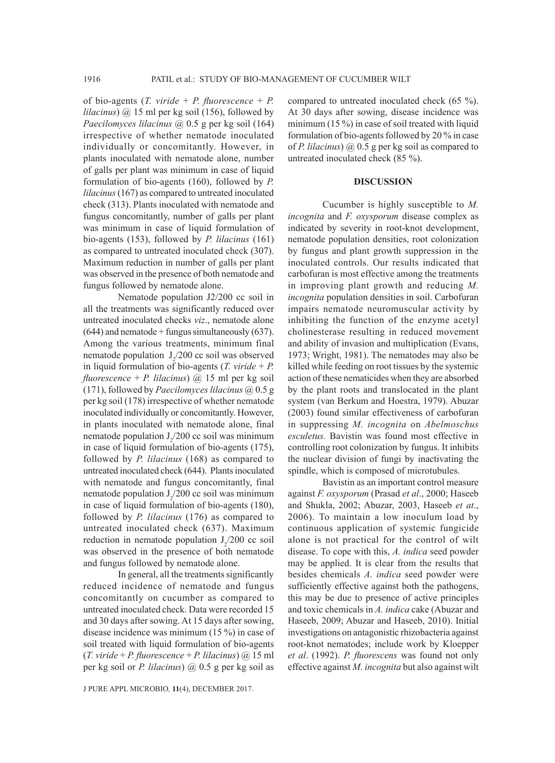of bio-agents (*T. viride* + *P. fluorescence* + *P. lilacinus*) @ 15 ml per kg soil (156), followed by *Paecilomyces lilacinus* @ 0.5 g per kg soil (164) irrespective of whether nematode inoculated individually or concomitantly. However, in plants inoculated with nematode alone, number of galls per plant was minimum in case of liquid formulation of bio-agents (160), followed by *P. lilacinus* (167) as compared to untreated inoculated check (313). Plants inoculated with nematode and fungus concomitantly, number of galls per plant was minimum in case of liquid formulation of bio-agents (153), followed by *P. lilacinus* (161) as compared to untreated inoculated check (307). Maximum reduction in number of galls per plant was observed in the presence of both nematode and fungus followed by nematode alone.

Nematode population J2/200 cc soil in all the treatments was significantly reduced over untreated inoculated checks *viz*., nematode alone (644) and nematode + fungus simultaneously (637). Among the various treatments, minimum final nematode population $J_2$/200 cc soil was observed in liquid formulation of bio-agents (*T. viride* + *P. fluorescence* + *P. lilacinus*) @ 15 ml per kg soil (171), followed by *Paecilomyces lilacinus* @ 0.5 g per kg soil (178) irrespective of whether nematode inoculated individually or concomitantly. However, in plants inoculated with nematode alone, final nematode population $J_2$/200 cc soil was minimum in case of liquid formulation of bio-agents (175), followed by *P. lilacinus* (168) as compared to untreated inoculated check (644). Plants inoculated with nematode and fungus concomitantly, final nematode population $J_2$/200 cc soil was minimum in case of liquid formulation of bio-agents (180), followed by *P. lilacinus* (176) as compared to untreated inoculated check (637). Maximum reduction in nematode population $J_2$/200 cc soil was observed in the presence of both nematode and fungus followed by nematode alone.

In general, all the treatments significantly reduced incidence of nematode and fungus concomitantly on cucumber as compared to untreated inoculated check. Data were recorded 15 and 30 days after sowing. At 15 days after sowing, disease incidence was minimum (15 %) in case of soil treated with liquid formulation of bio-agents (*T. viride* + *P. fluorescence* + *P. lilacinus*) @ 15 ml per kg soil or *P. lilacinus*) @ 0.5 g per kg soil as compared to untreated inoculated check (65 %). At 30 days after sowing, disease incidence was minimum (15 %) in case of soil treated with liquid formulation of bio-agents followed by 20 % in case of *P. lilacinus*) @ 0.5 g per kg soil as compared to untreated inoculated check (85 %).

## DISCUSSION

Cucumber is highly susceptible to *M. incognita* and *F. oxysporum* disease complex as indicated by severity in root-knot development, nematode population densities, root colonization by fungus and plant growth suppression in the inoculated controls. Our results indicated that carbofuran is most effective among the treatments in improving plant growth and reducing *M. incognita* population densities in soil. Carbofuran impairs nematode neuromuscular activity by inhibiting the function of the enzyme acetyl cholinesterase resulting in reduced movement and ability of invasion and multiplication (Evans, 1973; Wright, 1981). The nematodes may also be killed while feeding on root tissues by the systemic action of these nematicides when they are absorbed by the plant roots and translocated in the plant system (van Berkum and Hoestra, 1979). Abuzar (2003) found similar effectiveness of carbofuran in suppressing *M. incognita* on *Abelmoschus esculetus.* Bavistin was found most effective in controlling root colonization by fungus. It inhibits the nuclear division of fungi by inactivating the spindle, which is composed of microtubules.

Bavistin as an important control measure against *F. oxysporum* (Prasad *et al*., 2000; Haseeb and Shukla, 2002; Abuzar, 2003, Haseeb *et at*., 2006). To maintain a low inoculum load by continuous application of systemic fungicide alone is not practical for the control of wilt disease. To cope with this, *A. indica* seed powder may be applied. It is clear from the results that besides chemicals *A. indica* seed powder were sufficiently effective against both the pathogens, this may be due to presence of active principles and toxic chemicals in *A. indica* cake (Abuzar and Haseeb, 2009; Abuzar and Haseeb, 2010). Initial investigations on antagonistic rhizobacteria against root-knot nematodes; include work by Kloepper *et al*. (1992). *P. fluorescens* was found not only effective against *M. incognita* but also against wilt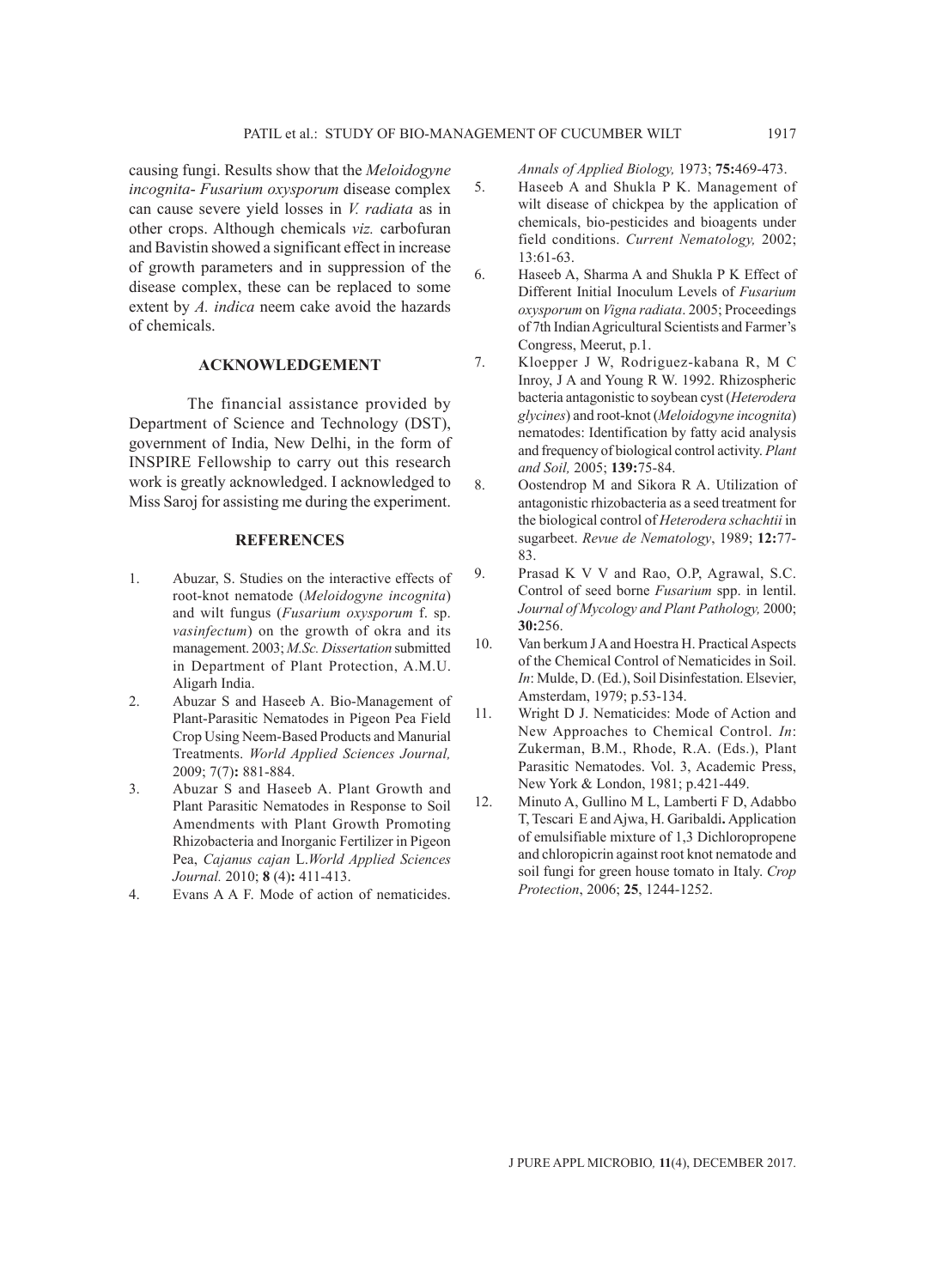causing fungi. Results show that the *Meloidogyne incognita*- *Fusarium oxysporum* disease complex can cause severe yield losses in *V. radiata* as in other crops. Although chemicals *viz.* carbofuran and Bavistin showed a significant effect in increase of growth parameters and in suppression of the disease complex, these can be replaced to some extent by *A. indica* neem cake avoid the hazards of chemicals.

## ACKNOWLEDGEMENT

The financial assistance provided by Department of Science and Technology (DST), government of India, New Delhi, in the form of INSPIRE Fellowship to carry out this research work is greatly acknowledged. I acknowledged to Miss Saroj for assisting me during the experiment.

## REFERENCES

1. Abuzar, S. Studies on the interactive effects of root-knot nematode (*Meloidogyne incognita*) and wilt fungus (*Fusarium oxysporum* f. sp. *vasinfectum*) on the growth of okra and its management. 2003; *M.Sc. Dissertation* submitted in Department of Plant Protection, A.M.U. Aligarh India.
2. Abuzar S and Haseeb A. Bio-Management of Plant-Parasitic Nematodes in Pigeon Pea Field Crop Using Neem-Based Products and Manurial Treatments. *World Applied Sciences Journal,* 2009; 7(7)**:** 881-884.
3. Abuzar S and Haseeb A. Plant Growth and Plant Parasitic Nematodes in Response to Soil Amendments with Plant Growth Promoting Rhizobacteria and Inorganic Fertilizer in Pigeon Pea, *Cajanus cajan* L.*World Applied Sciences Journal.* 2010; **8** (4)**:** 411-413.
4. Evans A A F. Mode of action of nematicides. *Annals of Applied Biology,* 1973; **75:**469-473.
5. Haseeb A and Shukla P K. Management of wilt disease of chickpea by the application of chemicals, bio-pesticides and bioagents under field conditions. *Current Nematology,* 2002; 13:61-63.
6. Haseeb A, Sharma A and Shukla P K Effect of Different Initial Inoculum Levels of *Fusarium oxysporum* on *Vigna radiata*. 2005; Proceedings of 7th Indian Agricultural Scientists and Farmer's Congress, Meerut, p.1.
7. Kloepper J W, Rodriguez-kabana R, M C Inroy, J A and Young R W. 1992. Rhizospheric bacteria antagonistic to soybean cyst (*Heterodera glycines*) and root-knot (*Meloidogyne incognita*) nematodes: Identification by fatty acid analysis and frequency of biological control activity. *Plant and Soil,* 2005; **139:**75-84.
8. Oostendrop M and Sikora R A. Utilization of antagonistic rhizobacteria as a seed treatment for the biological control of *Heterodera schachtii* in sugarbeet. *Revue de Nematology*, 1989; **12:**77-83.
9. Prasad K V V and Rao, O.P, Agrawal, S.C. Control of seed borne *Fusarium* spp. in lentil. *Journal of Mycology and Plant Pathology,* 2000; **30:**256.
10. Van berkum J A and Hoestra H. Practical Aspects of the Chemical Control of Nematicides in Soil. *In*: Mulde, D. (Ed.), Soil Disinfestation. Elsevier, Amsterdam, 1979; p.53-134.
11. Wright D J. Nematicides: Mode of Action and New Approaches to Chemical Control. *In*: Zukerman, B.M., Rhode, R.A. (Eds.), Plant Parasitic Nematodes. Vol. 3, Academic Press, New York & London, 1981; p.421-449.
12. Minuto A, Gullino M L, Lamberti F D, Adabbo T, Tescari E and Ajwa, H. Garibaldi**.** Application of emulsifiable mixture of 1,3 Dichloropropene and chloropicrin against root knot nematode and soil fungi for green house tomato in Italy. *Crop Protection*, 2006; **25**, 1244-1252.